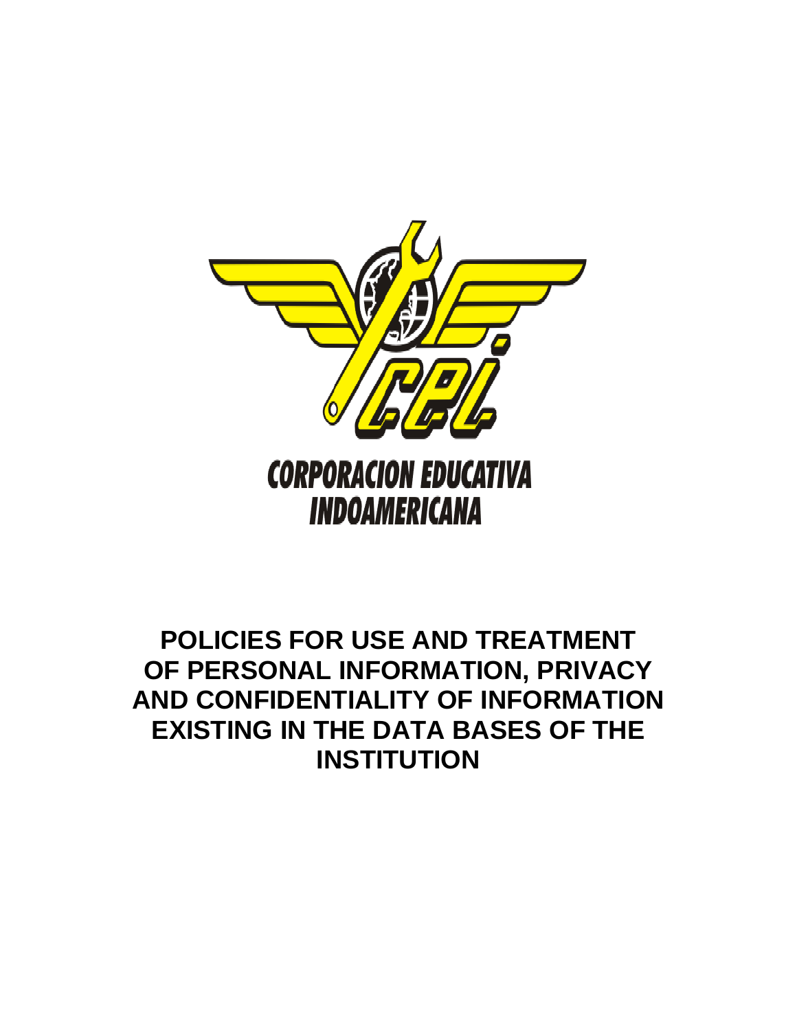CORPORACION EDUCATIVA INDOAMERICANA

# POLICIES FOR USE AND TREATMENT OF PERSONAL INFORMATION, PRIVACY AND CONFIDENTIALITY OF INFORMATION EXISTING IN THE DATA BASES OF THE INSTITUTION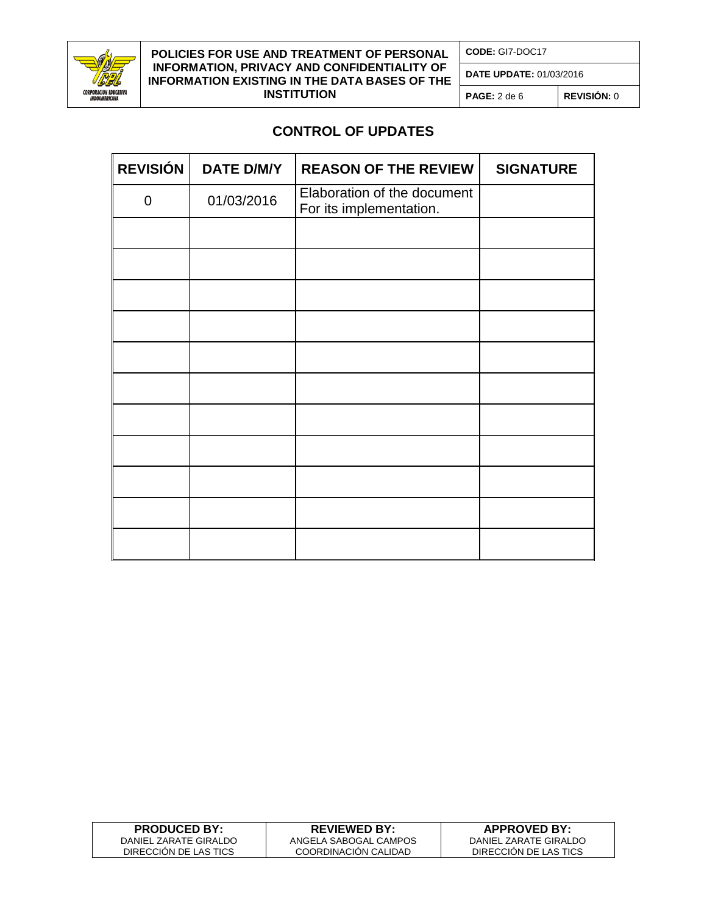## CONTROL OF UPDATES

| REVISIÓN | DATE D/M/Y | REASON OF THE REVIEW | SIGNATURE |
|---|---|---|---|
| 0 | 01/03/2016 | Elaboration of the document For its implementation. | |
| | | | |
| | | | |
| | | | |
| | | | |
| | | | |
| | | | |
| | | | |
| | | | |
| | | | |
| | | | |
| | | | |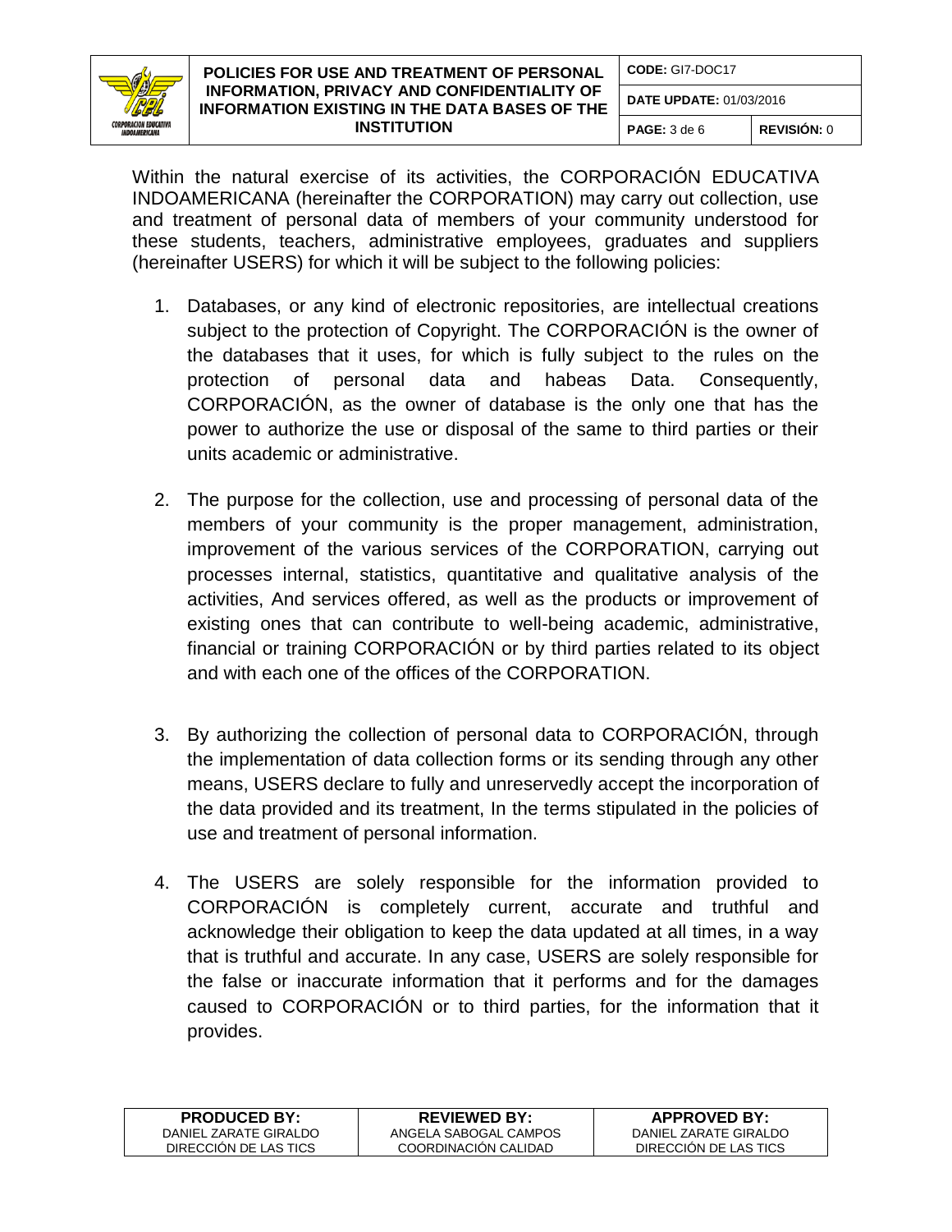Within the natural exercise of its activities, the CORPORACIÓN EDUCATIVA INDOAMERICANA (hereinafter the CORPORATION) may carry out collection, use and treatment of personal data of members of your community understood for these students, teachers, administrative employees, graduates and suppliers (hereinafter USERS) for which it will be subject to the following policies:

1. Databases, or any kind of electronic repositories, are intellectual creations subject to the protection of Copyright. The CORPORACIÓN is the owner of the databases that it uses, for which is fully subject to the rules on the protection of personal data and habeas Data. Consequently, CORPORACIÓN, as the owner of database is the only one that has the power to authorize the use or disposal of the same to third parties or their units academic or administrative.

2. The purpose for the collection, use and processing of personal data of the members of your community is the proper management, administration, improvement of the various services of the CORPORATION, carrying out processes internal, statistics, quantitative and qualitative analysis of the activities, And services offered, as well as the products or improvement of existing ones that can contribute to well-being academic, administrative, financial or training CORPORACIÓN or by third parties related to its object and with each one of the offices of the CORPORATION.

3. By authorizing the collection of personal data to CORPORACIÓN, through the implementation of data collection forms or its sending through any other means, USERS declare to fully and unreservedly accept the incorporation of the data provided and its treatment, In the terms stipulated in the policies of use and treatment of personal information.

4. The USERS are solely responsible for the information provided to CORPORACIÓN is completely current, accurate and truthful and acknowledge their obligation to keep the data updated at all times, in a way that is truthful and accurate. In any case, USERS are solely responsible for the false or inaccurate information that it performs and for the damages caused to CORPORACIÓN or to third parties, for the information that it provides.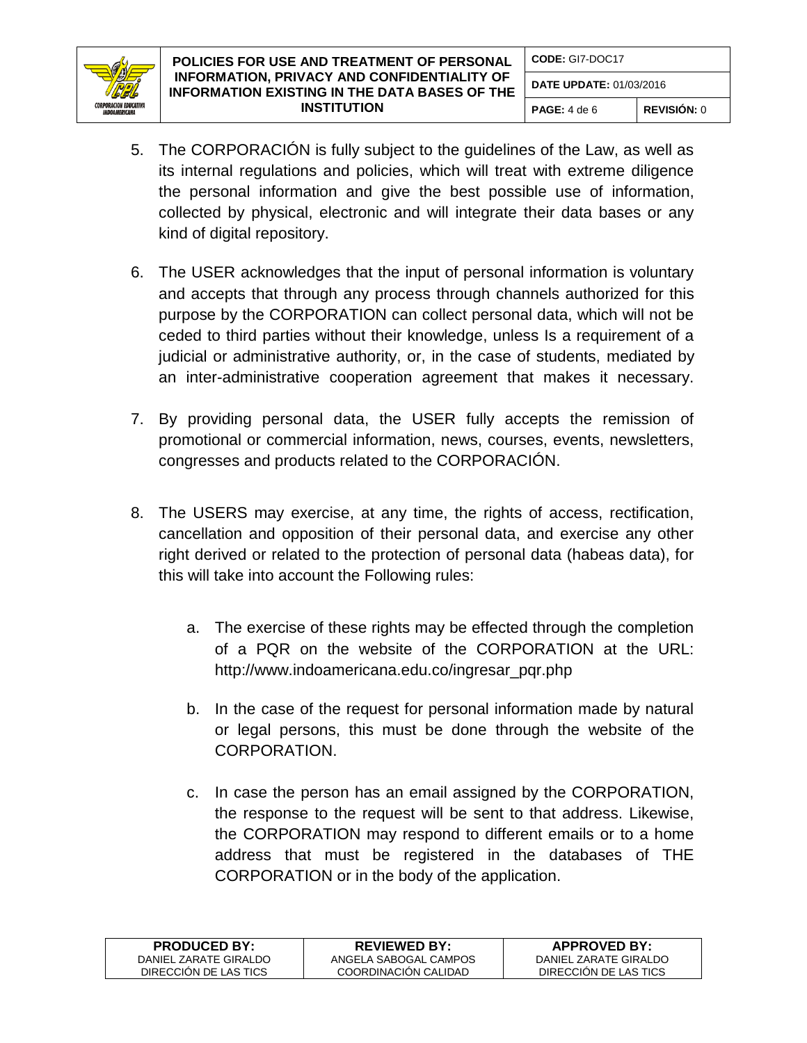5. The CORPORACIÓN is fully subject to the guidelines of the Law, as well as its internal regulations and policies, which will treat with extreme diligence the personal information and give the best possible use of information, collected by physical, electronic and will integrate their data bases or any kind of digital repository.

6. The USER acknowledges that the input of personal information is voluntary and accepts that through any process through channels authorized for this purpose by the CORPORATION can collect personal data, which will not be ceded to third parties without their knowledge, unless Is a requirement of a judicial or administrative authority, or, in the case of students, mediated by an inter-administrative cooperation agreement that makes it necessary.

7. By providing personal data, the USER fully accepts the remission of promotional or commercial information, news, courses, events, newsletters, congresses and products related to the CORPORACIÓN.

8. The USERS may exercise, at any time, the rights of access, rectification, cancellation and opposition of their personal data, and exercise any other right derived or related to the protection of personal data (habeas data), for this will take into account the Following rules:

   a. The exercise of these rights may be effected through the completion of a PQR on the website of the CORPORATION at the URL: http://www.indoamericana.edu.co/ingresar_pqr.php

   b. In the case of the request for personal information made by natural or legal persons, this must be done through the website of the CORPORATION.

   c. In case the person has an email assigned by the CORPORATION, the response to the request will be sent to that address. Likewise, the CORPORATION may respond to different emails or to a home address that must be registered in the databases of THE CORPORATION or in the body of the application.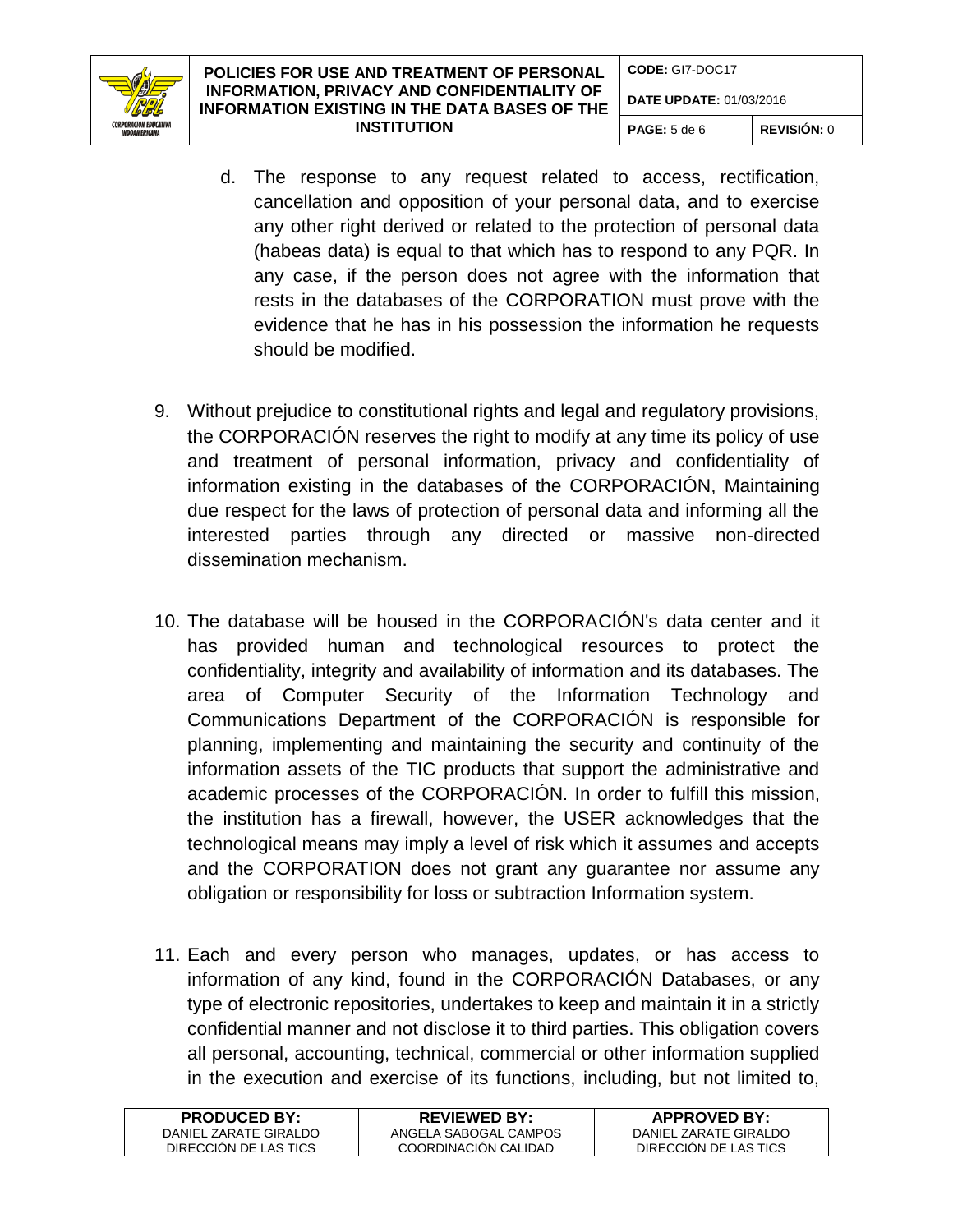d. The response to any request related to access, rectification, cancellation and opposition of your personal data, and to exercise any other right derived or related to the protection of personal data (habeas data) is equal to that which has to respond to any PQR. In any case, if the person does not agree with the information that rests in the databases of the CORPORATION must prove with the evidence that he has in his possession the information he requests should be modified.

9. Without prejudice to constitutional rights and legal and regulatory provisions, the CORPORACIÓN reserves the right to modify at any time its policy of use and treatment of personal information, privacy and confidentiality of information existing in the databases of the CORPORACIÓN, Maintaining due respect for the laws of protection of personal data and informing all the interested parties through any directed or massive non-directed dissemination mechanism.

10. The database will be housed in the CORPORACIÓN's data center and it has provided human and technological resources to protect the confidentiality, integrity and availability of information and its databases. The area of Computer Security of the Information Technology and Communications Department of the CORPORACIÓN is responsible for planning, implementing and maintaining the security and continuity of the information assets of the TIC products that support the administrative and academic processes of the CORPORACIÓN. In order to fulfill this mission, the institution has a firewall, however, the USER acknowledges that the technological means may imply a level of risk which it assumes and accepts and the CORPORATION does not grant any guarantee nor assume any obligation or responsibility for loss or subtraction Information system.

11. Each and every person who manages, updates, or has access to information of any kind, found in the CORPORACIÓN Databases, or any type of electronic repositories, undertakes to keep and maintain it in a strictly confidential manner and not disclose it to third parties. This obligation covers all personal, accounting, technical, commercial or other information supplied in the execution and exercise of its functions, including, but not limited to,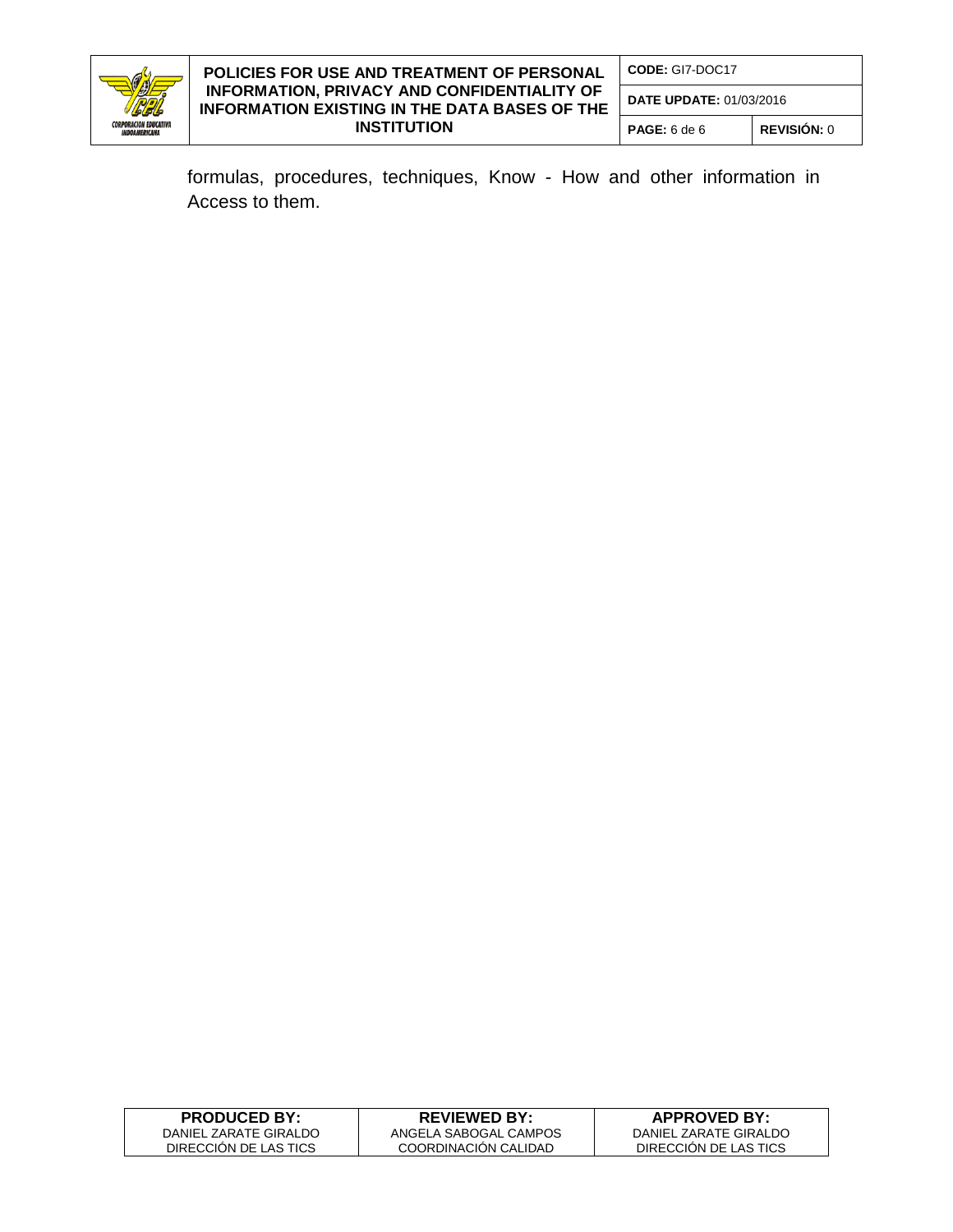formulas, procedures, techniques, Know - How and other information in Access to them.